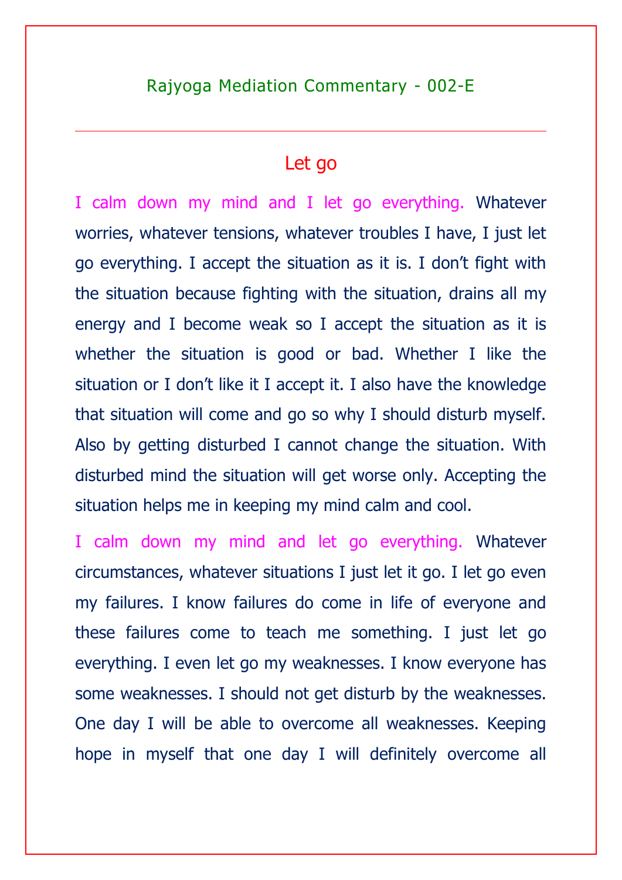Rajyoga Mediation Commentary - 002-E

---

# Let go

I calm down my mind and I let go everything. Whatever worries, whatever tensions, whatever troubles I have, I just let go everything. I accept the situation as it is. I don't fight with the situation because fighting with the situation, drains all my energy and I become weak so I accept the situation as it is whether the situation is good or bad. Whether I like the situation or I don't like it I accept it. I also have the knowledge that situation will come and go so why I should disturb myself. Also by getting disturbed I cannot change the situation. With disturbed mind the situation will get worse only. Accepting the situation helps me in keeping my mind calm and cool.

I calm down my mind and let go everything. Whatever circumstances, whatever situations I just let it go. I let go even my failures. I know failures do come in life of everyone and these failures come to teach me something. I just let go everything. I even let go my weaknesses. I know everyone has some weaknesses. I should not get disturb by the weaknesses. One day I will be able to overcome all weaknesses. Keeping hope in myself that one day I will definitely overcome all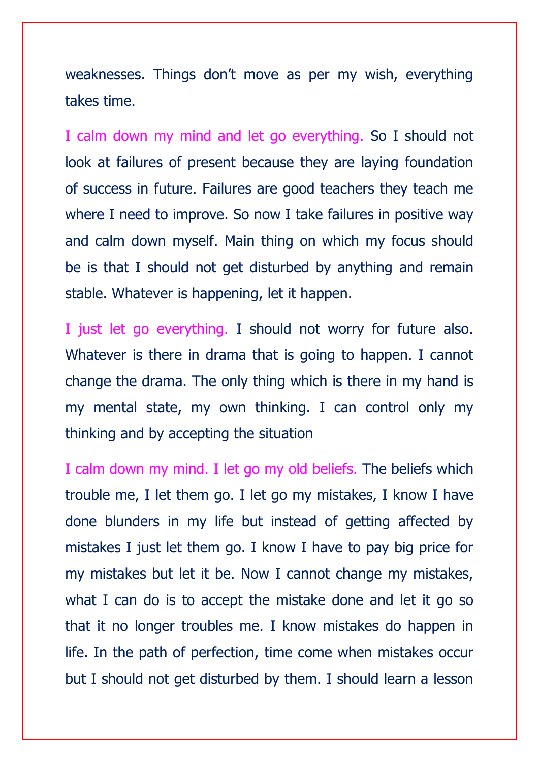weaknesses. Things don't move as per my wish, everything takes time.

I calm down my mind and let go everything. So I should not look at failures of present because they are laying foundation of success in future. Failures are good teachers they teach me where I need to improve. So now I take failures in positive way and calm down myself. Main thing on which my focus should be is that I should not get disturbed by anything and remain stable. Whatever is happening, let it happen.

I just let go everything. I should not worry for future also. Whatever is there in drama that is going to happen. I cannot change the drama. The only thing which is there in my hand is my mental state, my own thinking. I can control only my thinking and by accepting the situation

I calm down my mind. I let go my old beliefs. The beliefs which trouble me, I let them go. I let go my mistakes, I know I have done blunders in my life but instead of getting affected by mistakes I just let them go. I know I have to pay big price for my mistakes but let it be. Now I cannot change my mistakes, what I can do is to accept the mistake done and let it go so that it no longer troubles me. I know mistakes do happen in life. In the path of perfection, time come when mistakes occur but I should not get disturbed by them. I should learn a lesson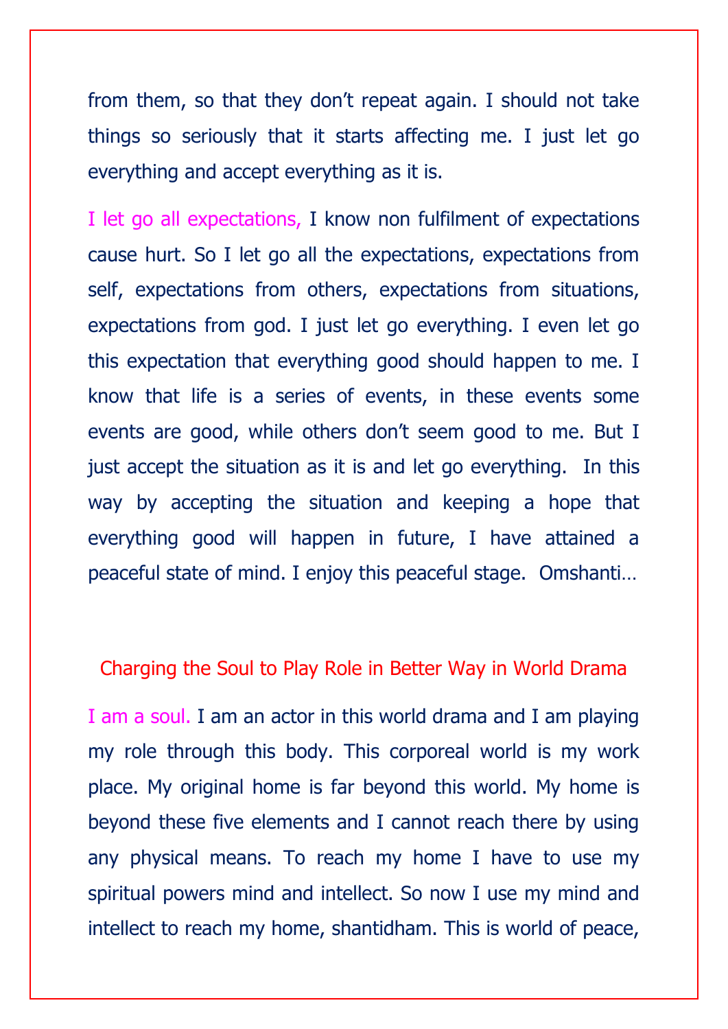from them, so that they don't repeat again. I should not take things so seriously that it starts affecting me. I just let go everything and accept everything as it is.

I let go all expectations, I know non fulfilment of expectations cause hurt. So I let go all the expectations, expectations from self, expectations from others, expectations from situations, expectations from god. I just let go everything. I even let go this expectation that everything good should happen to me. I know that life is a series of events, in these events some events are good, while others don't seem good to me. But I just accept the situation as it is and let go everything. In this way by accepting the situation and keeping a hope that everything good will happen in future, I have attained a peaceful state of mind. I enjoy this peaceful stage. Omshanti…

## Charging the Soul to Play Role in Better Way in World Drama

I am a soul. I am an actor in this world drama and I am playing my role through this body. This corporeal world is my work place. My original home is far beyond this world. My home is beyond these five elements and I cannot reach there by using any physical means. To reach my home I have to use my spiritual powers mind and intellect. So now I use my mind and intellect to reach my home, shantidham. This is world of peace,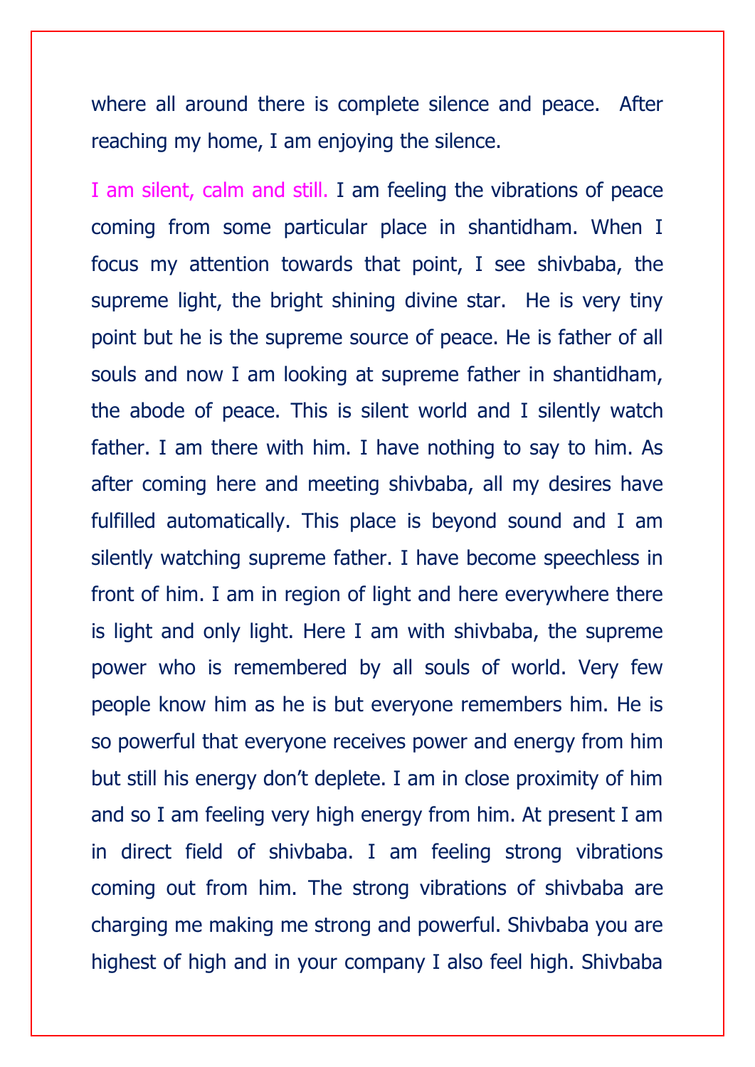where all around there is complete silence and peace. After reaching my home, I am enjoying the silence.

I am silent, calm and still. I am feeling the vibrations of peace coming from some particular place in shantidham. When I focus my attention towards that point, I see shivbaba, the supreme light, the bright shining divine star. He is very tiny point but he is the supreme source of peace. He is father of all souls and now I am looking at supreme father in shantidham, the abode of peace. This is silent world and I silently watch father. I am there with him. I have nothing to say to him. As after coming here and meeting shivbaba, all my desires have fulfilled automatically. This place is beyond sound and I am silently watching supreme father. I have become speechless in front of him. I am in region of light and here everywhere there is light and only light. Here I am with shivbaba, the supreme power who is remembered by all souls of world. Very few people know him as he is but everyone remembers him. He is so powerful that everyone receives power and energy from him but still his energy don't deplete. I am in close proximity of him and so I am feeling very high energy from him. At present I am in direct field of shivbaba. I am feeling strong vibrations coming out from him. The strong vibrations of shivbaba are charging me making me strong and powerful. Shivbaba you are highest of high and in your company I also feel high. Shivbaba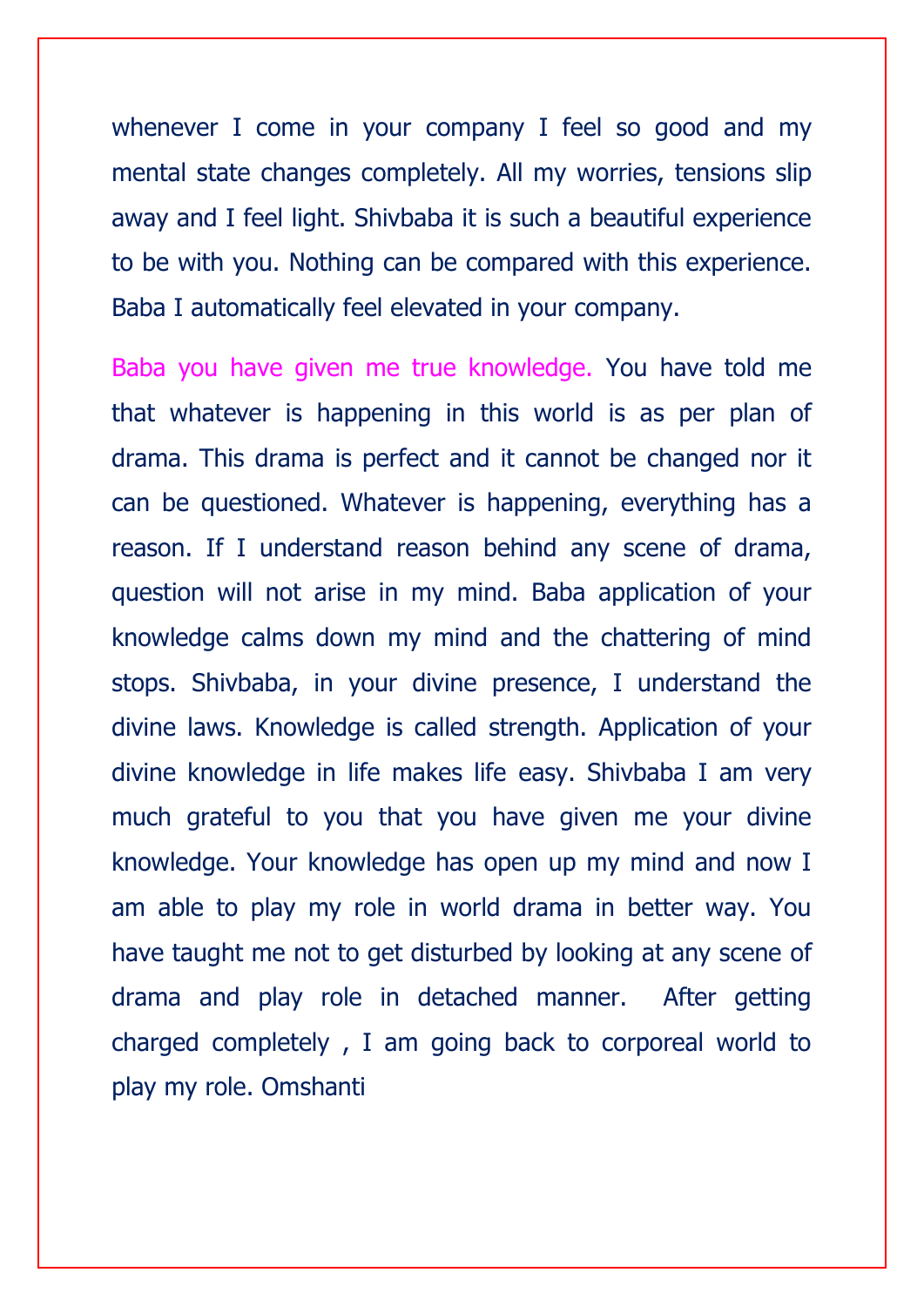whenever I come in your company I feel so good and my mental state changes completely. All my worries, tensions slip away and I feel light. Shivbaba it is such a beautiful experience to be with you. Nothing can be compared with this experience. Baba I automatically feel elevated in your company.

Baba you have given me true knowledge. You have told me that whatever is happening in this world is as per plan of drama. This drama is perfect and it cannot be changed nor it can be questioned. Whatever is happening, everything has a reason. If I understand reason behind any scene of drama, question will not arise in my mind. Baba application of your knowledge calms down my mind and the chattering of mind stops. Shivbaba, in your divine presence, I understand the divine laws. Knowledge is called strength. Application of your divine knowledge in life makes life easy. Shivbaba I am very much grateful to you that you have given me your divine knowledge. Your knowledge has open up my mind and now I am able to play my role in world drama in better way. You have taught me not to get disturbed by looking at any scene of drama and play role in detached manner. After getting charged completely , I am going back to corporeal world to play my role. Omshanti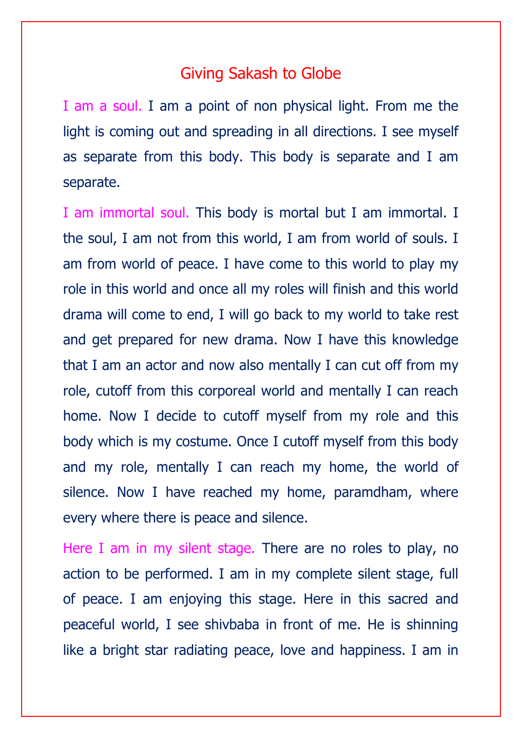# Giving Sakash to Globe

I am a soul. I am a point of non physical light. From me the light is coming out and spreading in all directions. I see myself as separate from this body. This body is separate and I am separate.

I am immortal soul. This body is mortal but I am immortal. I the soul, I am not from this world, I am from world of souls. I am from world of peace. I have come to this world to play my role in this world and once all my roles will finish and this world drama will come to end, I will go back to my world to take rest and get prepared for new drama. Now I have this knowledge that I am an actor and now also mentally I can cut off from my role, cutoff from this corporeal world and mentally I can reach home. Now I decide to cutoff myself from my role and this body which is my costume. Once I cutoff myself from this body and my role, mentally I can reach my home, the world of silence. Now I have reached my home, paramdham, where every where there is peace and silence.

Here I am in my silent stage. There are no roles to play, no action to be performed. I am in my complete silent stage, full of peace. I am enjoying this stage. Here in this sacred and peaceful world, I see shivbaba in front of me. He is shinning like a bright star radiating peace, love and happiness. I am in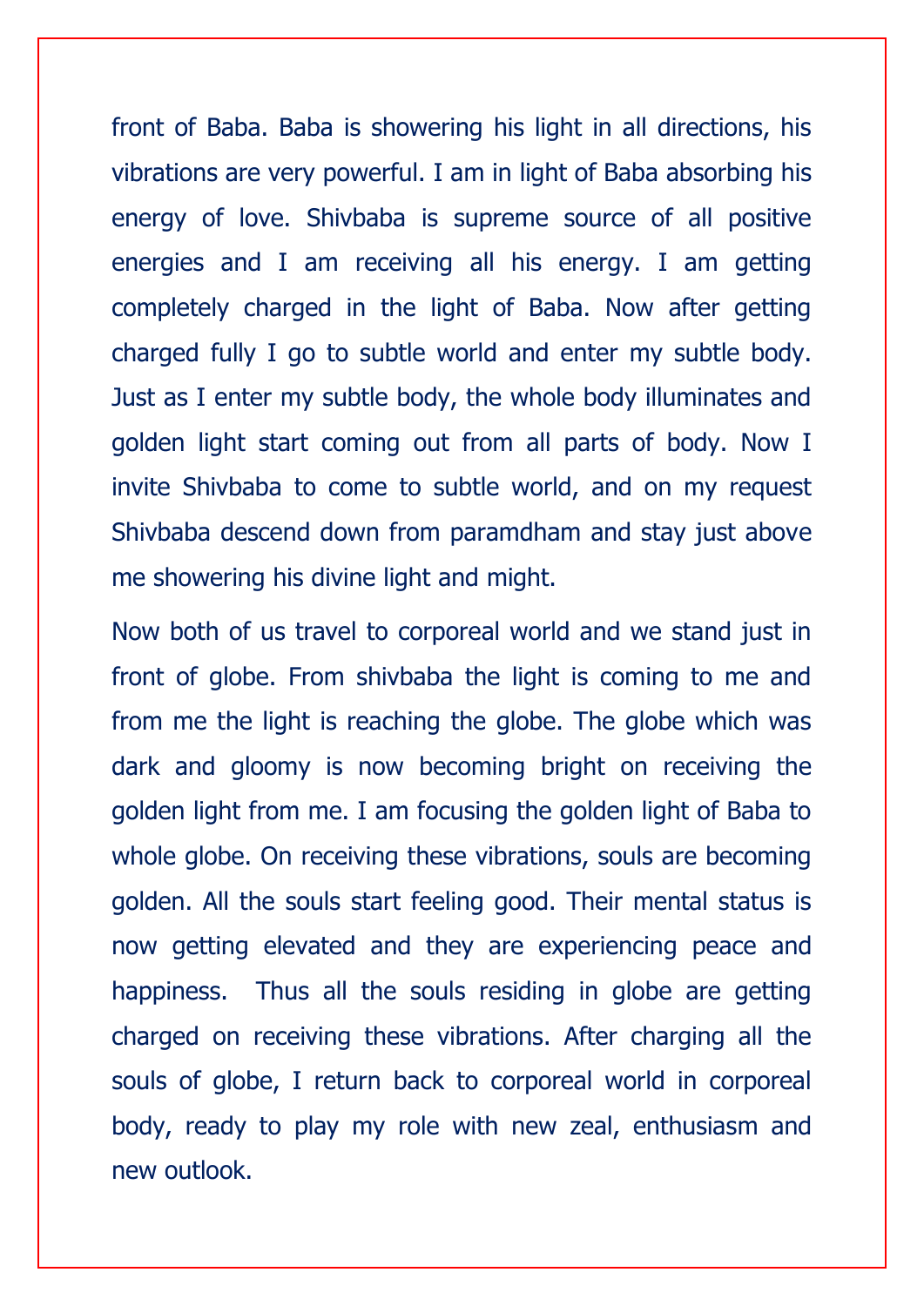front of Baba. Baba is showering his light in all directions, his vibrations are very powerful. I am in light of Baba absorbing his energy of love. Shivbaba is supreme source of all positive energies and I am receiving all his energy. I am getting completely charged in the light of Baba. Now after getting charged fully I go to subtle world and enter my subtle body. Just as I enter my subtle body, the whole body illuminates and golden light start coming out from all parts of body. Now I invite Shivbaba to come to subtle world, and on my request Shivbaba descend down from paramdham and stay just above me showering his divine light and might.

Now both of us travel to corporeal world and we stand just in front of globe. From shivbaba the light is coming to me and from me the light is reaching the globe. The globe which was dark and gloomy is now becoming bright on receiving the golden light from me. I am focusing the golden light of Baba to whole globe. On receiving these vibrations, souls are becoming golden. All the souls start feeling good. Their mental status is now getting elevated and they are experiencing peace and happiness. Thus all the souls residing in globe are getting charged on receiving these vibrations. After charging all the souls of globe, I return back to corporeal world in corporeal body, ready to play my role with new zeal, enthusiasm and new outlook.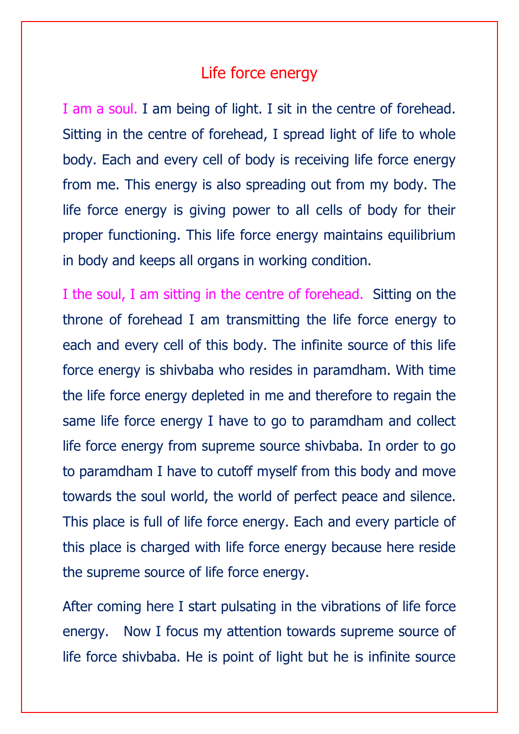# Life force energy

I am a soul. I am being of light. I sit in the centre of forehead. Sitting in the centre of forehead, I spread light of life to whole body. Each and every cell of body is receiving life force energy from me. This energy is also spreading out from my body. The life force energy is giving power to all cells of body for their proper functioning. This life force energy maintains equilibrium in body and keeps all organs in working condition.

I the soul, I am sitting in the centre of forehead. Sitting on the throne of forehead I am transmitting the life force energy to each and every cell of this body. The infinite source of this life force energy is shivbaba who resides in paramdham. With time the life force energy depleted in me and therefore to regain the same life force energy I have to go to paramdham and collect life force energy from supreme source shivbaba. In order to go to paramdham I have to cutoff myself from this body and move towards the soul world, the world of perfect peace and silence. This place is full of life force energy. Each and every particle of this place is charged with life force energy because here reside the supreme source of life force energy.

After coming here I start pulsating in the vibrations of life force energy. Now I focus my attention towards supreme source of life force shivbaba. He is point of light but he is infinite source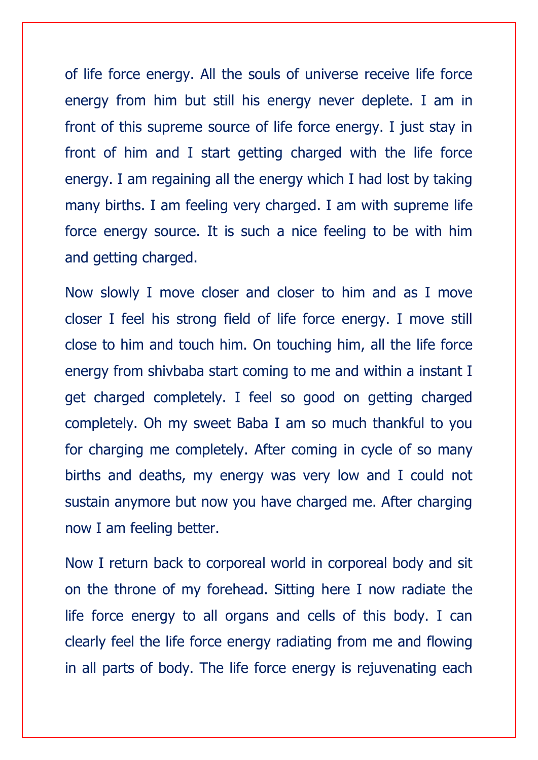of life force energy. All the souls of universe receive life force energy from him but still his energy never deplete. I am in front of this supreme source of life force energy. I just stay in front of him and I start getting charged with the life force energy. I am regaining all the energy which I had lost by taking many births. I am feeling very charged. I am with supreme life force energy source. It is such a nice feeling to be with him and getting charged.

Now slowly I move closer and closer to him and as I move closer I feel his strong field of life force energy. I move still close to him and touch him. On touching him, all the life force energy from shivbaba start coming to me and within a instant I get charged completely. I feel so good on getting charged completely. Oh my sweet Baba I am so much thankful to you for charging me completely. After coming in cycle of so many births and deaths, my energy was very low and I could not sustain anymore but now you have charged me. After charging now I am feeling better.

Now I return back to corporeal world in corporeal body and sit on the throne of my forehead. Sitting here I now radiate the life force energy to all organs and cells of this body. I can clearly feel the life force energy radiating from me and flowing in all parts of body. The life force energy is rejuvenating each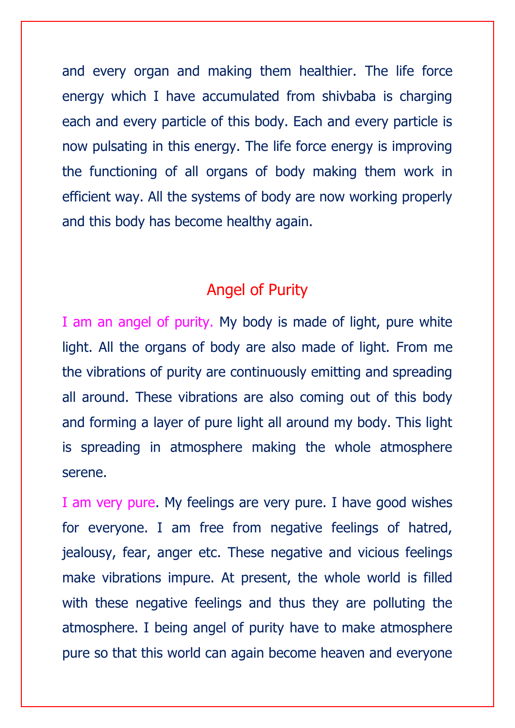and every organ and making them healthier. The life force energy which I have accumulated from shivbaba is charging each and every particle of this body. Each and every particle is now pulsating in this energy. The life force energy is improving the functioning of all organs of body making them work in efficient way. All the systems of body are now working properly and this body has become healthy again.

## Angel of Purity

I am an angel of purity. My body is made of light, pure white light. All the organs of body are also made of light. From me the vibrations of purity are continuously emitting and spreading all around. These vibrations are also coming out of this body and forming a layer of pure light all around my body. This light is spreading in atmosphere making the whole atmosphere serene.

I am very pure. My feelings are very pure. I have good wishes for everyone. I am free from negative feelings of hatred, jealousy, fear, anger etc. These negative and vicious feelings make vibrations impure. At present, the whole world is filled with these negative feelings and thus they are polluting the atmosphere. I being angel of purity have to make atmosphere pure so that this world can again become heaven and everyone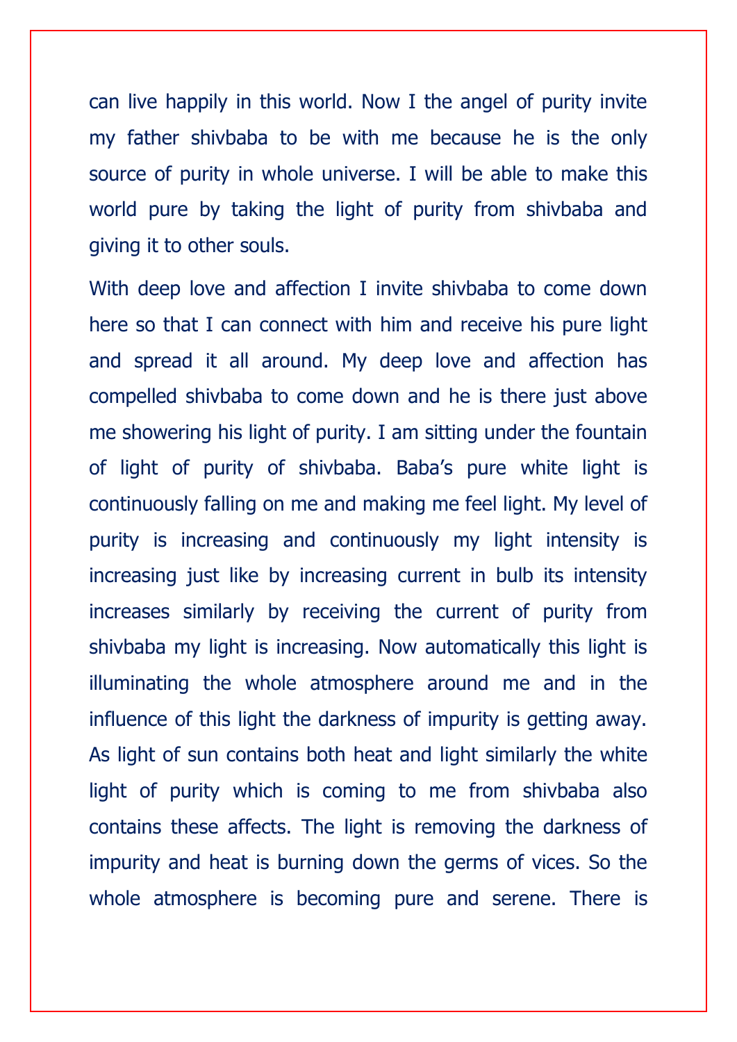can live happily in this world. Now I the angel of purity invite my father shivbaba to be with me because he is the only source of purity in whole universe. I will be able to make this world pure by taking the light of purity from shivbaba and giving it to other souls.

With deep love and affection I invite shivbaba to come down here so that I can connect with him and receive his pure light and spread it all around. My deep love and affection has compelled shivbaba to come down and he is there just above me showering his light of purity. I am sitting under the fountain of light of purity of shivbaba. Baba's pure white light is continuously falling on me and making me feel light. My level of purity is increasing and continuously my light intensity is increasing just like by increasing current in bulb its intensity increases similarly by receiving the current of purity from shivbaba my light is increasing. Now automatically this light is illuminating the whole atmosphere around me and in the influence of this light the darkness of impurity is getting away. As light of sun contains both heat and light similarly the white light of purity which is coming to me from shivbaba also contains these affects. The light is removing the darkness of impurity and heat is burning down the germs of vices. So the whole atmosphere is becoming pure and serene. There is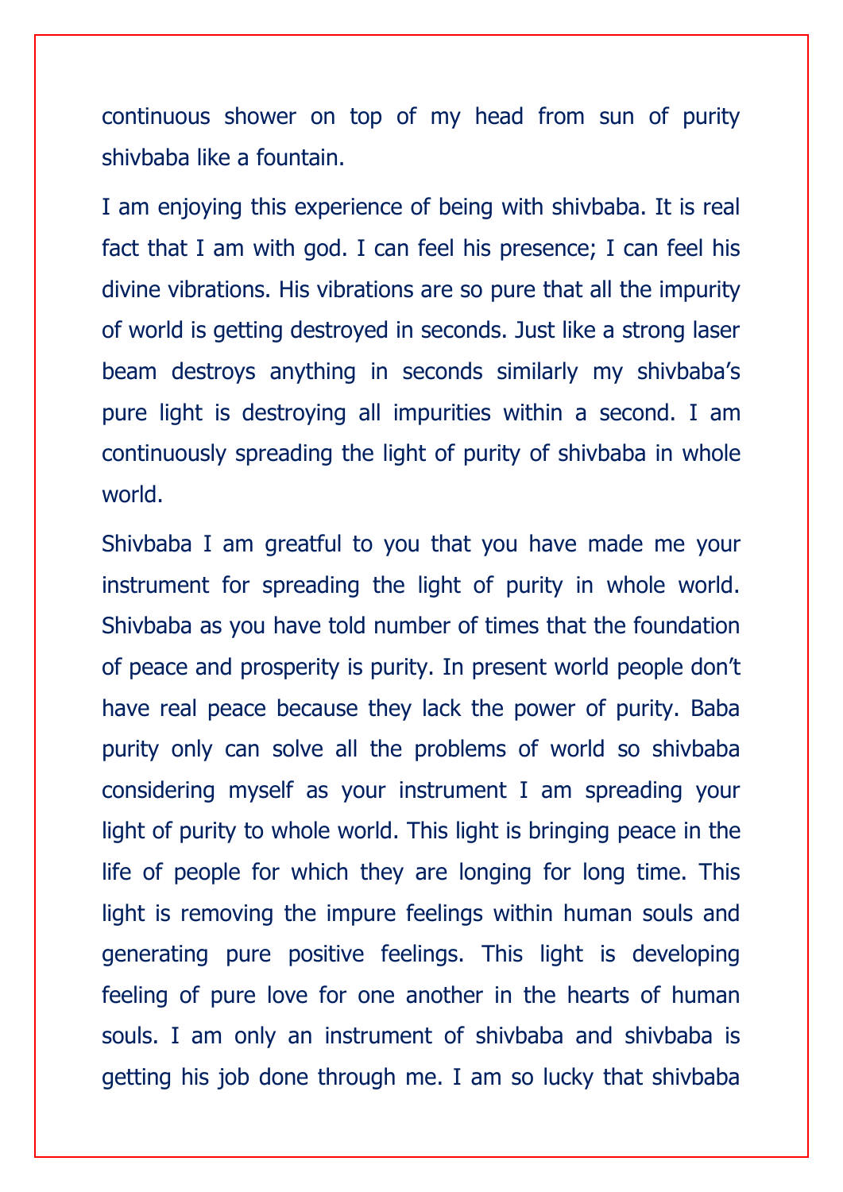continuous shower on top of my head from sun of purity shivbaba like a fountain.

I am enjoying this experience of being with shivbaba. It is real fact that I am with god. I can feel his presence; I can feel his divine vibrations. His vibrations are so pure that all the impurity of world is getting destroyed in seconds. Just like a strong laser beam destroys anything in seconds similarly my shivbaba's pure light is destroying all impurities within a second. I am continuously spreading the light of purity of shivbaba in whole world.

Shivbaba I am greatful to you that you have made me your instrument for spreading the light of purity in whole world. Shivbaba as you have told number of times that the foundation of peace and prosperity is purity. In present world people don't have real peace because they lack the power of purity. Baba purity only can solve all the problems of world so shivbaba considering myself as your instrument I am spreading your light of purity to whole world. This light is bringing peace in the life of people for which they are longing for long time. This light is removing the impure feelings within human souls and generating pure positive feelings. This light is developing feeling of pure love for one another in the hearts of human souls. I am only an instrument of shivbaba and shivbaba is getting his job done through me. I am so lucky that shivbaba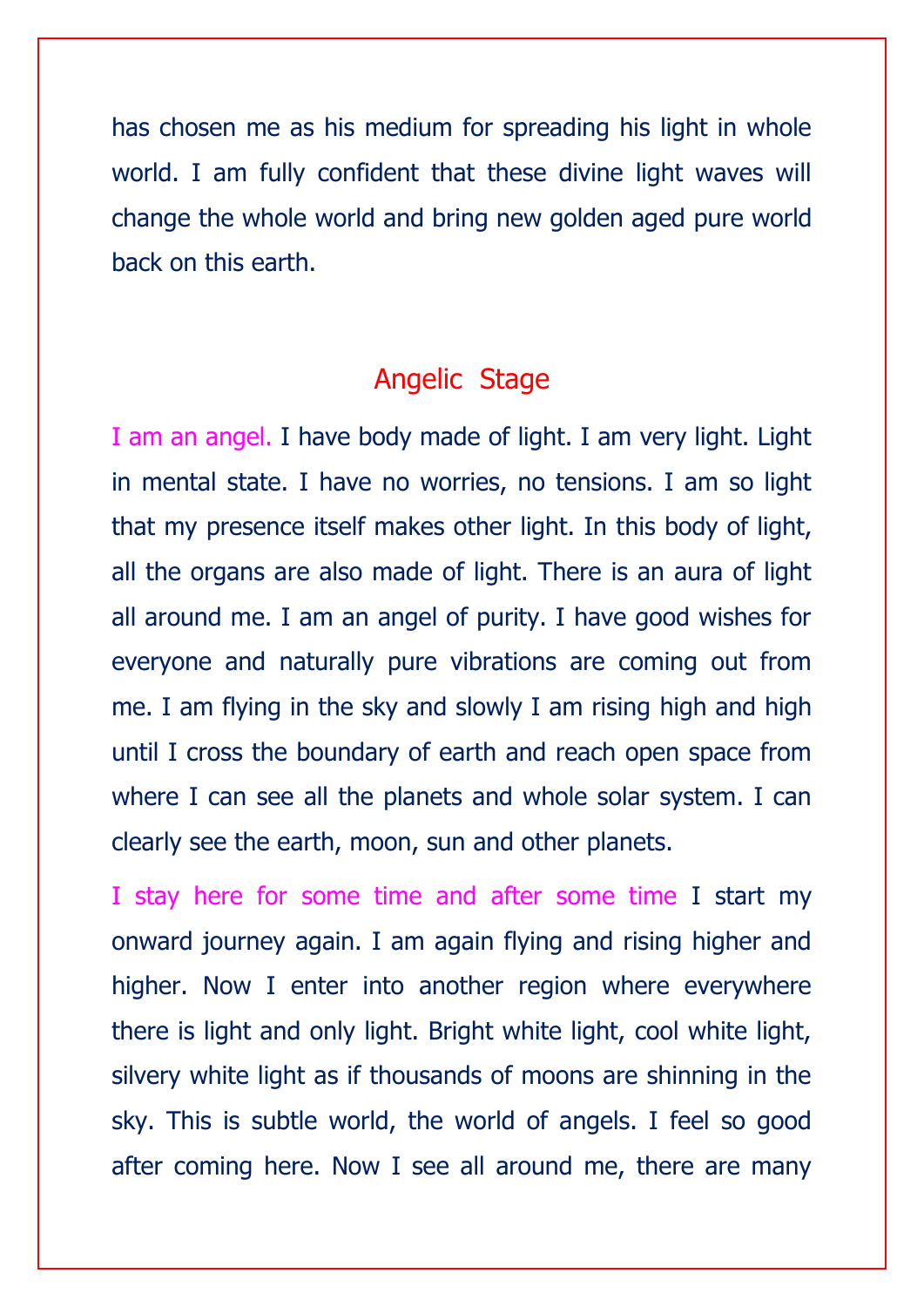has chosen me as his medium for spreading his light in whole world. I am fully confident that these divine light waves will change the whole world and bring new golden aged pure world back on this earth.

## Angelic Stage

I am an angel. I have body made of light. I am very light. Light in mental state. I have no worries, no tensions. I am so light that my presence itself makes other light. In this body of light, all the organs are also made of light. There is an aura of light all around me. I am an angel of purity. I have good wishes for everyone and naturally pure vibrations are coming out from me. I am flying in the sky and slowly I am rising high and high until I cross the boundary of earth and reach open space from where I can see all the planets and whole solar system. I can clearly see the earth, moon, sun and other planets.

I stay here for some time and after some time I start my onward journey again. I am again flying and rising higher and higher. Now I enter into another region where everywhere there is light and only light. Bright white light, cool white light, silvery white light as if thousands of moons are shinning in the sky. This is subtle world, the world of angels. I feel so good after coming here. Now I see all around me, there are many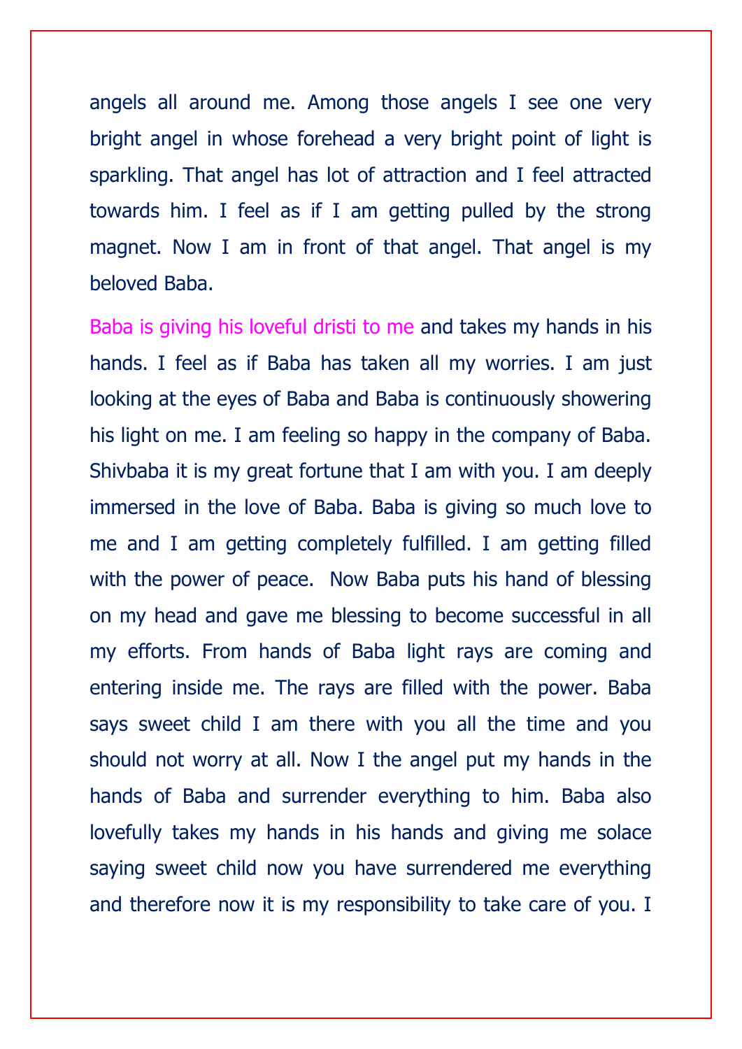angels all around me. Among those angels I see one very bright angel in whose forehead a very bright point of light is sparkling. That angel has lot of attraction and I feel attracted towards him. I feel as if I am getting pulled by the strong magnet. Now I am in front of that angel. That angel is my beloved Baba.

Baba is giving his loveful dristi to me and takes my hands in his hands. I feel as if Baba has taken all my worries. I am just looking at the eyes of Baba and Baba is continuously showering his light on me. I am feeling so happy in the company of Baba. Shivbaba it is my great fortune that I am with you. I am deeply immersed in the love of Baba. Baba is giving so much love to me and I am getting completely fulfilled. I am getting filled with the power of peace. Now Baba puts his hand of blessing on my head and gave me blessing to become successful in all my efforts. From hands of Baba light rays are coming and entering inside me. The rays are filled with the power. Baba says sweet child I am there with you all the time and you should not worry at all. Now I the angel put my hands in the hands of Baba and surrender everything to him. Baba also lovefully takes my hands in his hands and giving me solace saying sweet child now you have surrendered me everything and therefore now it is my responsibility to take care of you. I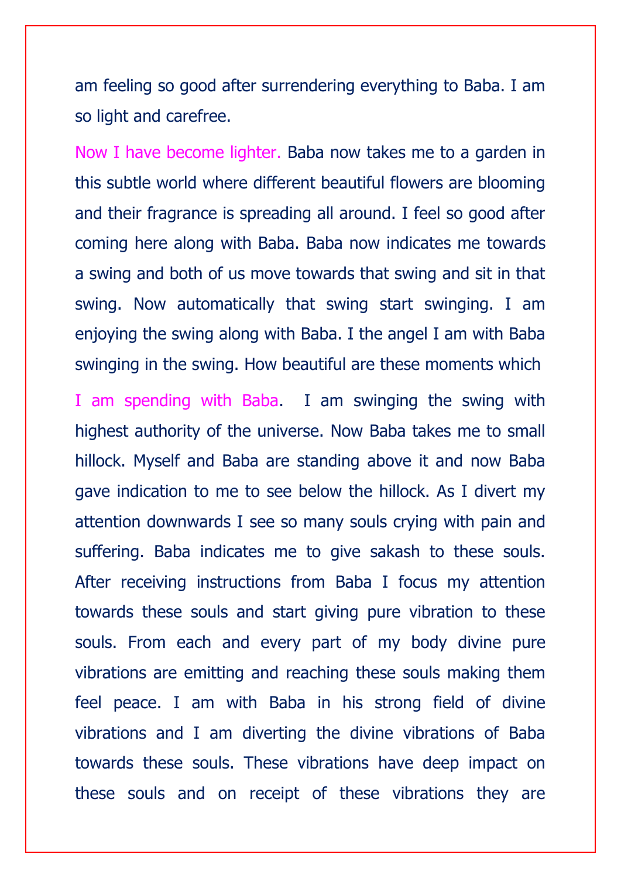am feeling so good after surrendering everything to Baba. I am so light and carefree.

Now I have become lighter. Baba now takes me to a garden in this subtle world where different beautiful flowers are blooming and their fragrance is spreading all around. I feel so good after coming here along with Baba. Baba now indicates me towards a swing and both of us move towards that swing and sit in that swing. Now automatically that swing start swinging. I am enjoying the swing along with Baba. I the angel I am with Baba swinging in the swing. How beautiful are these moments which I am spending with Baba. I am swinging the swing with highest authority of the universe. Now Baba takes me to small hillock. Myself and Baba are standing above it and now Baba gave indication to me to see below the hillock. As I divert my attention downwards I see so many souls crying with pain and suffering. Baba indicates me to give sakash to these souls. After receiving instructions from Baba I focus my attention towards these souls and start giving pure vibration to these souls. From each and every part of my body divine pure vibrations are emitting and reaching these souls making them feel peace. I am with Baba in his strong field of divine vibrations and I am diverting the divine vibrations of Baba towards these souls. These vibrations have deep impact on these souls and on receipt of these vibrations they are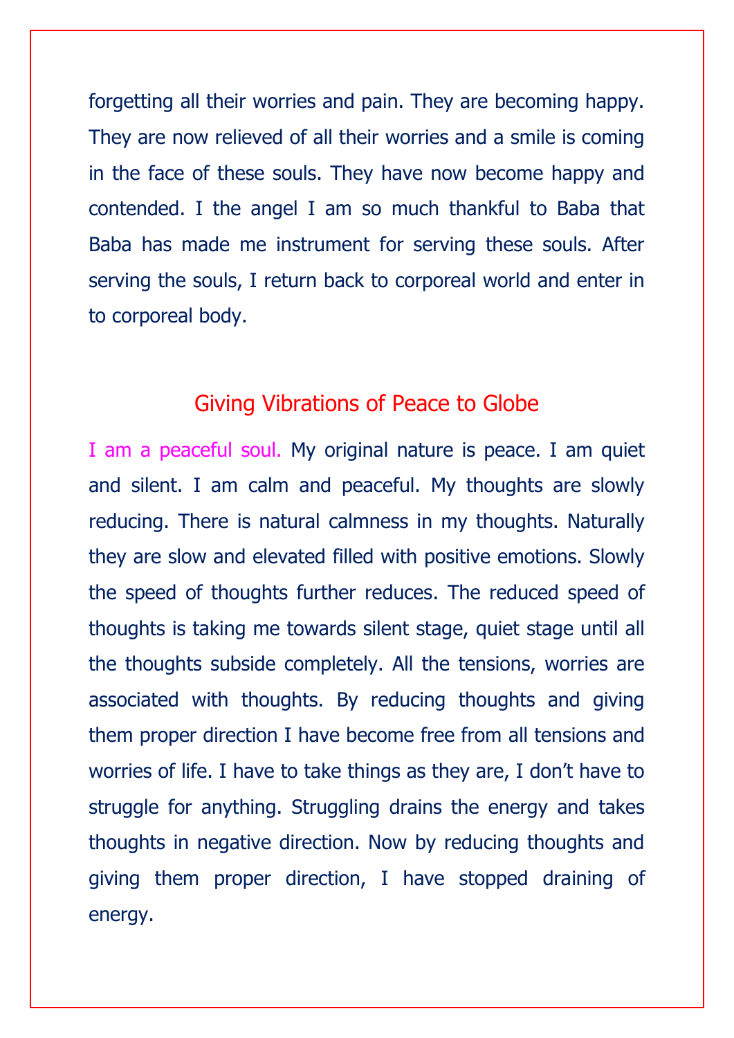forgetting all their worries and pain. They are becoming happy. They are now relieved of all their worries and a smile is coming in the face of these souls. They have now become happy and contended. I the angel I am so much thankful to Baba that Baba has made me instrument for serving these souls. After serving the souls, I return back to corporeal world and enter in to corporeal body.

## Giving Vibrations of Peace to Globe

I am a peaceful soul. My original nature is peace. I am quiet and silent. I am calm and peaceful. My thoughts are slowly reducing. There is natural calmness in my thoughts. Naturally they are slow and elevated filled with positive emotions. Slowly the speed of thoughts further reduces. The reduced speed of thoughts is taking me towards silent stage, quiet stage until all the thoughts subside completely. All the tensions, worries are associated with thoughts. By reducing thoughts and giving them proper direction I have become free from all tensions and worries of life. I have to take things as they are, I don't have to struggle for anything. Struggling drains the energy and takes thoughts in negative direction. Now by reducing thoughts and giving them proper direction, I have stopped draining of energy.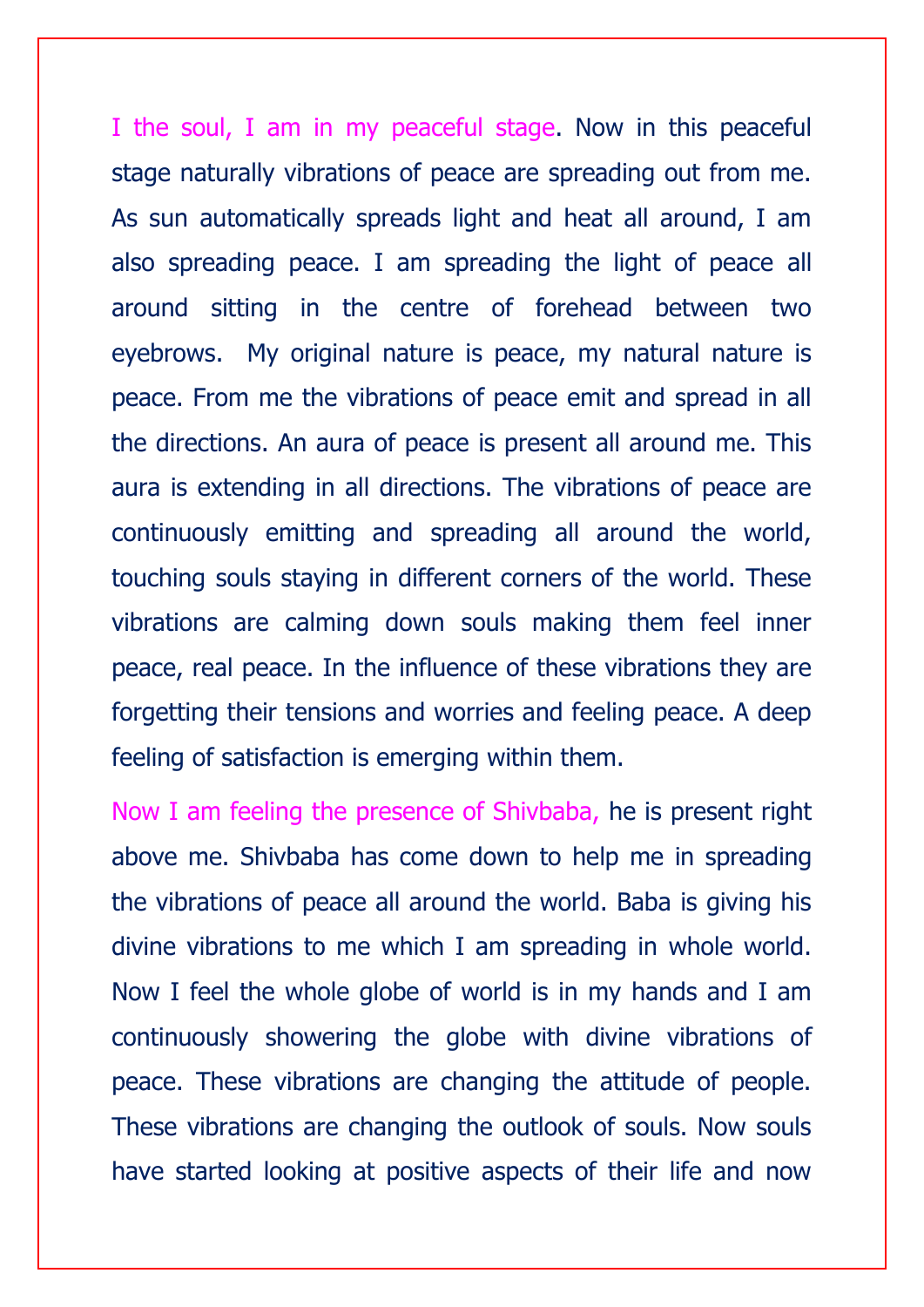I the soul, I am in my peaceful stage. Now in this peaceful stage naturally vibrations of peace are spreading out from me. As sun automatically spreads light and heat all around, I am also spreading peace. I am spreading the light of peace all around sitting in the centre of forehead between two eyebrows. My original nature is peace, my natural nature is peace. From me the vibrations of peace emit and spread in all the directions. An aura of peace is present all around me. This aura is extending in all directions. The vibrations of peace are continuously emitting and spreading all around the world, touching souls staying in different corners of the world. These vibrations are calming down souls making them feel inner peace, real peace. In the influence of these vibrations they are forgetting their tensions and worries and feeling peace. A deep feeling of satisfaction is emerging within them.

Now I am feeling the presence of Shivbaba, he is present right above me. Shivbaba has come down to help me in spreading the vibrations of peace all around the world. Baba is giving his divine vibrations to me which I am spreading in whole world. Now I feel the whole globe of world is in my hands and I am continuously showering the globe with divine vibrations of peace. These vibrations are changing the attitude of people. These vibrations are changing the outlook of souls. Now souls have started looking at positive aspects of their life and now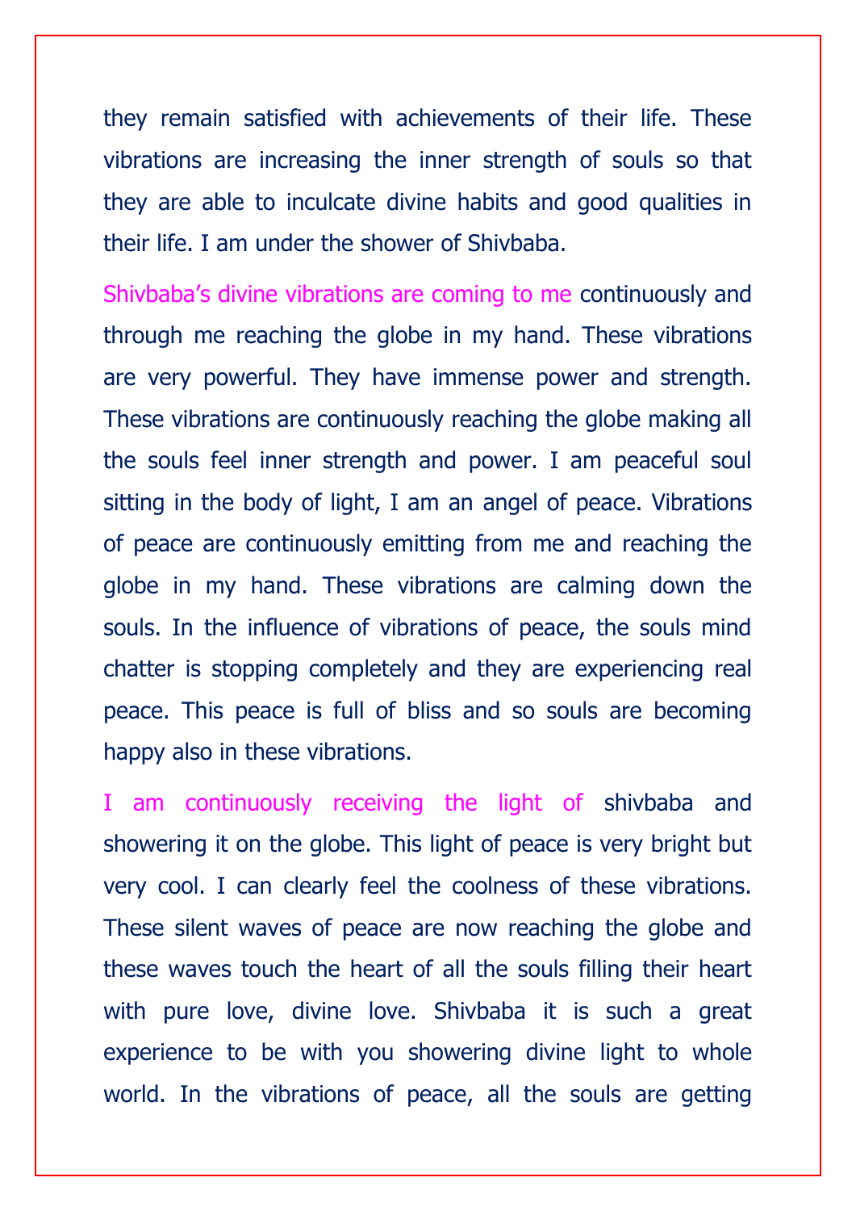they remain satisfied with achievements of their life. These vibrations are increasing the inner strength of souls so that they are able to inculcate divine habits and good qualities in their life. I am under the shower of Shivbaba.

Shivbaba's divine vibrations are coming to me continuously and through me reaching the globe in my hand. These vibrations are very powerful. They have immense power and strength. These vibrations are continuously reaching the globe making all the souls feel inner strength and power. I am peaceful soul sitting in the body of light, I am an angel of peace. Vibrations of peace are continuously emitting from me and reaching the globe in my hand. These vibrations are calming down the souls. In the influence of vibrations of peace, the souls mind chatter is stopping completely and they are experiencing real peace. This peace is full of bliss and so souls are becoming happy also in these vibrations.

I am continuously receiving the light of shivbaba and showering it on the globe. This light of peace is very bright but very cool. I can clearly feel the coolness of these vibrations. These silent waves of peace are now reaching the globe and these waves touch the heart of all the souls filling their heart with pure love, divine love. Shivbaba it is such a great experience to be with you showering divine light to whole world. In the vibrations of peace, all the souls are getting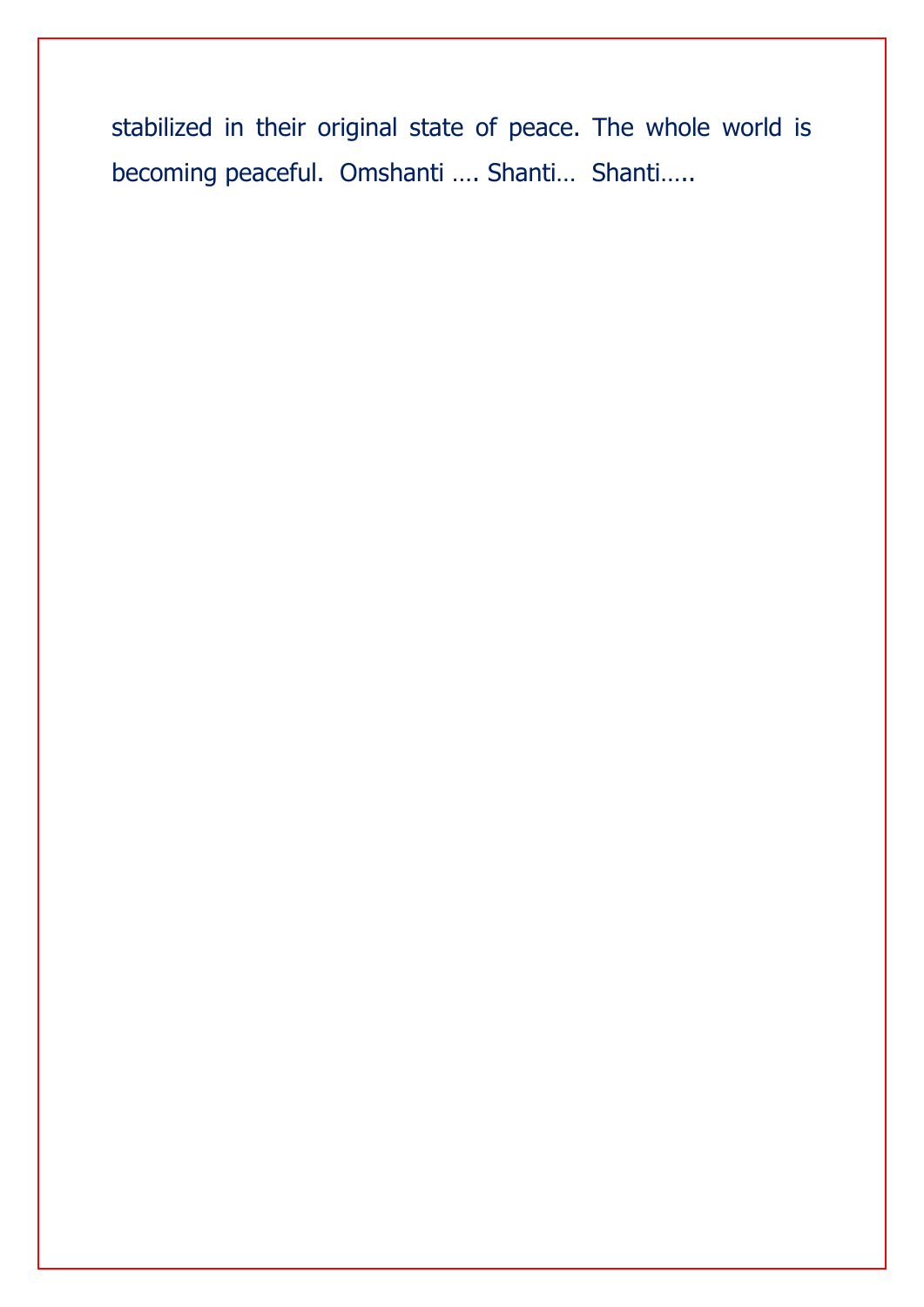stabilized in their original state of peace. The whole world is becoming peaceful. Omshanti …. Shanti… Shanti…..